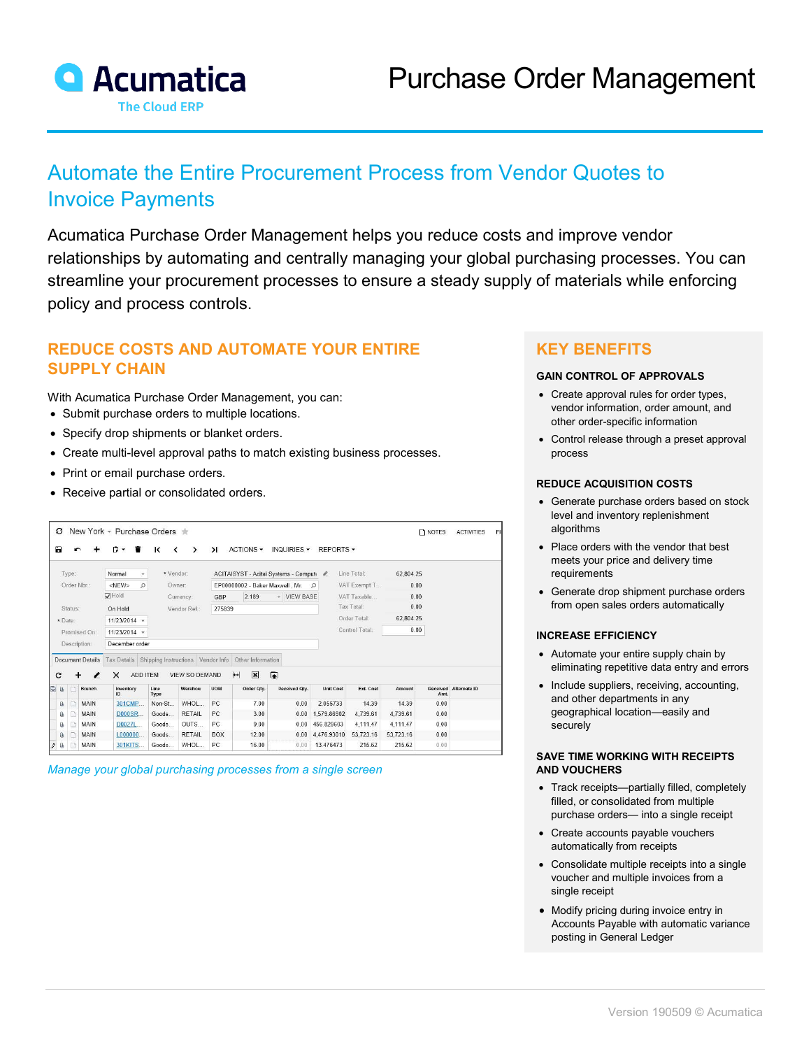# Purchase Order Management

Acumatica
The Cloud ERP

## Automate the Entire Procurement Process from Vendor Quotes to Invoice Payments

Acumatica Purchase Order Management helps you reduce costs and improve vendor relationships by automating and centrally managing your global purchasing processes. You can streamline your procurement processes to ensure a steady supply of materials while enforcing policy and process controls.

## REDUCE COSTS AND AUTOMATE YOUR ENTIRE SUPPLY CHAIN

With Acumatica Purchase Order Management, you can:

- Submit purchase orders to multiple locations.
- Specify drop shipments or blanket orders.
- Create multi-level approval paths to match existing business processes.
- Print or email purchase orders.
- Receive partial or consolidated orders.

*Manage your global purchasing processes from a single screen*

## KEY BENEFITS

### GAIN CONTROL OF APPROVALS

- Create approval rules for order types, vendor information, order amount, and other order-specific information
- Control release through a preset approval process

### REDUCE ACQUISITION COSTS

- Generate purchase orders based on stock level and inventory replenishment algorithms
- Place orders with the vendor that best meets your price and delivery time requirements
- Generate drop shipment purchase orders from open sales orders automatically

### INCREASE EFFICIENCY

- Automate your entire supply chain by eliminating repetitive data entry and errors
- Include suppliers, receiving, accounting, and other departments in any geographical location—easily and securely

### SAVE TIME WORKING WITH RECEIPTS AND VOUCHERS

- Track receipts—partially filled, completely filled, or consolidated from multiple purchase orders— into a single receipt
- Create accounts payable vouchers automatically from receipts
- Consolidate multiple receipts into a single voucher and multiple invoices from a single receipt
- Modify pricing during invoice entry in Accounts Payable with automatic variance posting in General Ledger

Version 190509 © Acumatica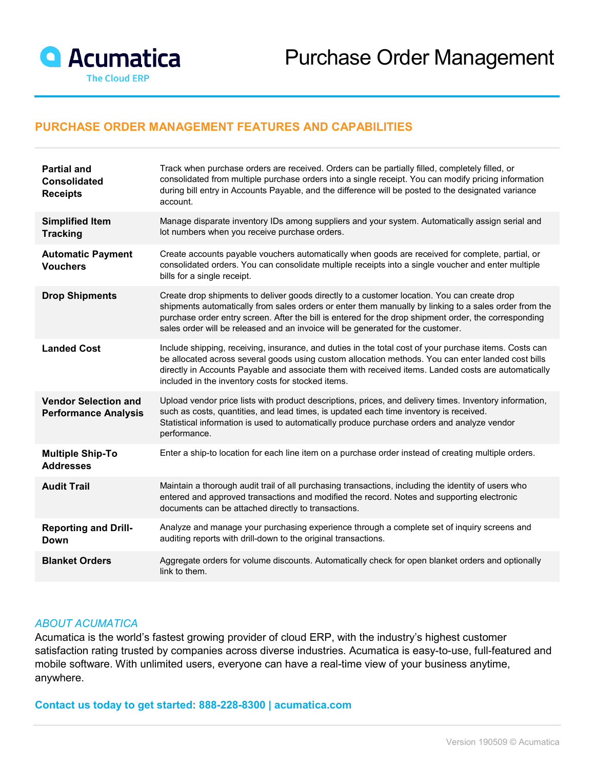Acumatica
The Cloud ERP

# Purchase Order Management

## PURCHASE ORDER MANAGEMENT FEATURES AND CAPABILITIES

| | |
|---|---|
| **Partial and Consolidated Receipts** | Track when purchase orders are received. Orders can be partially filled, completely filled, or consolidated from multiple purchase orders into a single receipt. You can modify pricing information during bill entry in Accounts Payable, and the difference will be posted to the designated variance account. |
| **Simplified Item Tracking** | Manage disparate inventory IDs among suppliers and your system. Automatically assign serial and lot numbers when you receive purchase orders. |
| **Automatic Payment Vouchers** | Create accounts payable vouchers automatically when goods are received for complete, partial, or consolidated orders. You can consolidate multiple receipts into a single voucher and enter multiple bills for a single receipt. |
| **Drop Shipments** | Create drop shipments to deliver goods directly to a customer location. You can create drop shipments automatically from sales orders or enter them manually by linking to a sales order from the purchase order entry screen. After the bill is entered for the drop shipment order, the corresponding sales order will be released and an invoice will be generated for the customer. |
| **Landed Cost** | Include shipping, receiving, insurance, and duties in the total cost of your purchase items. Costs can be allocated across several goods using custom allocation methods. You can enter landed cost bills directly in Accounts Payable and associate them with received items. Landed costs are automatically included in the inventory costs for stocked items. |
| **Vendor Selection and Performance Analysis** | Upload vendor price lists with product descriptions, prices, and delivery times. Inventory information, such as costs, quantities, and lead times, is updated each time inventory is received. Statistical information is used to automatically produce purchase orders and analyze vendor performance. |
| **Multiple Ship-To Addresses** | Enter a ship-to location for each line item on a purchase order instead of creating multiple orders. |
| **Audit Trail** | Maintain a thorough audit trail of all purchasing transactions, including the identity of users who entered and approved transactions and modified the record. Notes and supporting electronic documents can be attached directly to transactions. |
| **Reporting and Drill-Down** | Analyze and manage your purchasing experience through a complete set of inquiry screens and auditing reports with drill-down to the original transactions. |
| **Blanket Orders** | Aggregate orders for volume discounts. Automatically check for open blanket orders and optionally link to them. |

### *ABOUT ACUMATICA*

Acumatica is the world's fastest growing provider of cloud ERP, with the industry's highest customer satisfaction rating trusted by companies across diverse industries. Acumatica is easy-to-use, full-featured and mobile software. With unlimited users, everyone can have a real-time view of your business anytime, anywhere.

**Contact us today to get started: 888-228-8300 | acumatica.com**

Version 190509 © Acumatica